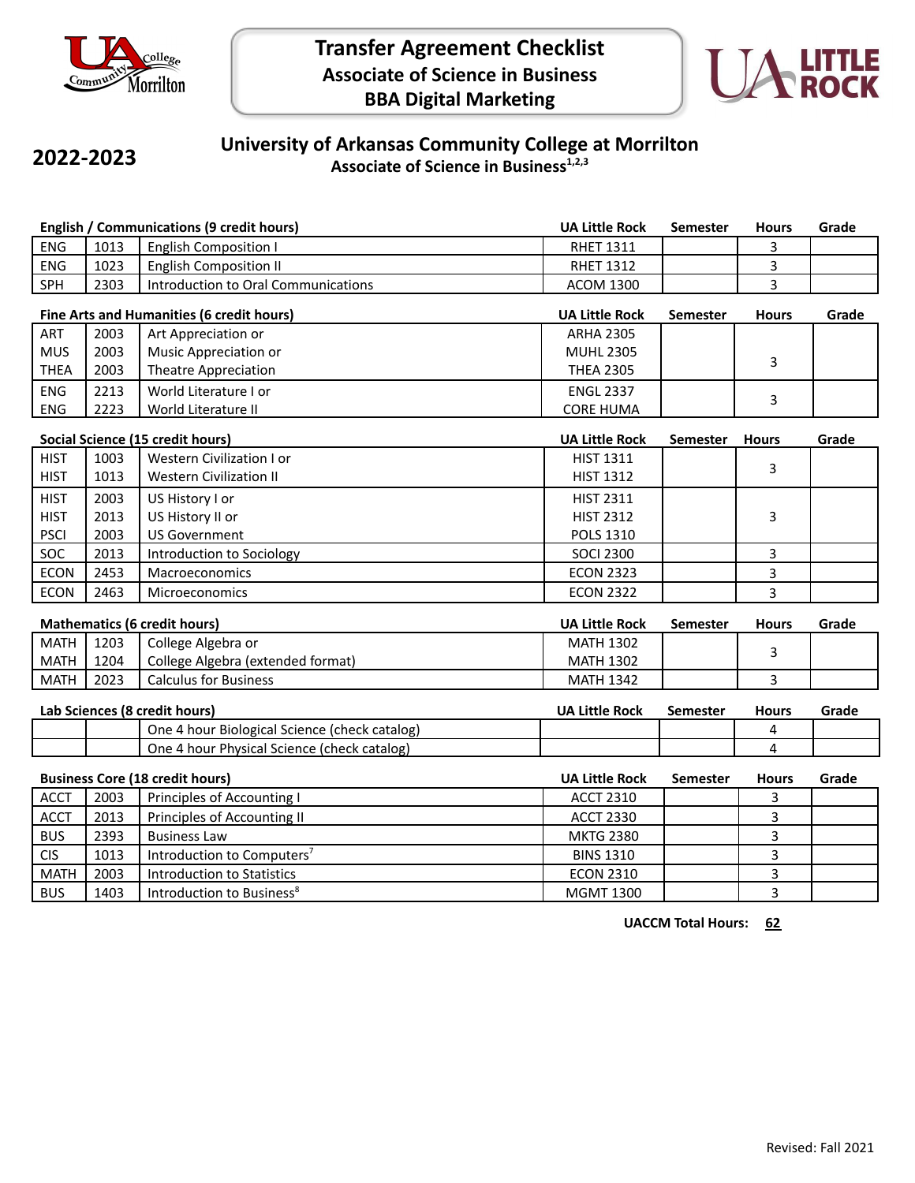# Transfer Agreement Checklist
## Associate of Science in Business
## BBA Digital Marketing

**2022-2023**

## University of Arkansas Community College at Morrilton
### Associate of Science in Business[1,2,3]

**English / Communications (9 credit hours)**

| | | | UA Little Rock | Semester | Hours | Grade |
|---|---|---|---|---|---|---|
| ENG | 1013 | English Composition I | RHET 1311 | | 3 | |
| ENG | 1023 | English Composition II | RHET 1312 | | 3 | |
| SPH | 2303 | Introduction to Oral Communications | ACOM 1300 | | 3 | |

**Fine Arts and Humanities (6 credit hours)**

| | | | UA Little Rock | Semester | Hours | Grade |
|---|---|---|---|---|---|---|
| ART | 2003 | Art Appreciation or | ARHA 2305 | | | |
| MUS | 2003 | Music Appreciation or | MUHL 2305 | | 3 | |
| THEA | 2003 | Theatre Appreciation | THEA 2305 | | | |
| ENG | 2213 | World Literature I or | ENGL 2337 | | 3 | |
| ENG | 2223 | World Literature II | CORE HUMA | | | |

**Social Science (15 credit hours)**

| | | | UA Little Rock | Semester | Hours | Grade |
|---|---|---|---|---|---|---|
| HIST | 1003 | Western Civilization I or | HIST 1311 | | 3 | |
| HIST | 1013 | Western Civilization II | HIST 1312 | | | |
| HIST | 2003 | US History I or | HIST 2311 | | | |
| HIST | 2013 | US History II or | HIST 2312 | | 3 | |
| PSCI | 2003 | US Government | POLS 1310 | | | |
| SOC | 2013 | Introduction to Sociology | SOCI 2300 | | 3 | |
| ECON | 2453 | Macroeconomics | ECON 2323 | | 3 | |
| ECON | 2463 | Microeconomics | ECON 2322 | | 3 | |

**Mathematics (6 credit hours)**

| | | | UA Little Rock | Semester | Hours | Grade |
|---|---|---|---|---|---|---|
| MATH | 1203 | College Algebra or | MATH 1302 | | 3 | |
| MATH | 1204 | College Algebra (extended format) | MATH 1302 | | | |
| MATH | 2023 | Calculus for Business | MATH 1342 | | 3 | |

**Lab Sciences (8 credit hours)**

| | | | UA Little Rock | Semester | Hours | Grade |
|---|---|---|---|---|---|---|
| | | One 4 hour Biological Science (check catalog) | | | 4 | |
| | | One 4 hour Physical Science (check catalog) | | | 4 | |

**Business Core (18 credit hours)**

| | | | UA Little Rock | Semester | Hours | Grade |
|---|---|---|---|---|---|---|
| ACCT | 2003 | Principles of Accounting I | ACCT 2310 | | 3 | |
| ACCT | 2013 | Principles of Accounting II | ACCT 2330 | | 3 | |
| BUS | 2393 | Business Law | MKTG 2380 | | 3 | |
| CIS | 1013 | Introduction to Computers[7] | BINS 1310 | | 3 | |
| MATH | 2003 | Introduction to Statistics | ECON 2310 | | 3 | |
| BUS | 1403 | Introduction to Business[8] | MGMT 1300 | | 3 | |

**UACCM Total Hours: 62**

Revised: Fall 2021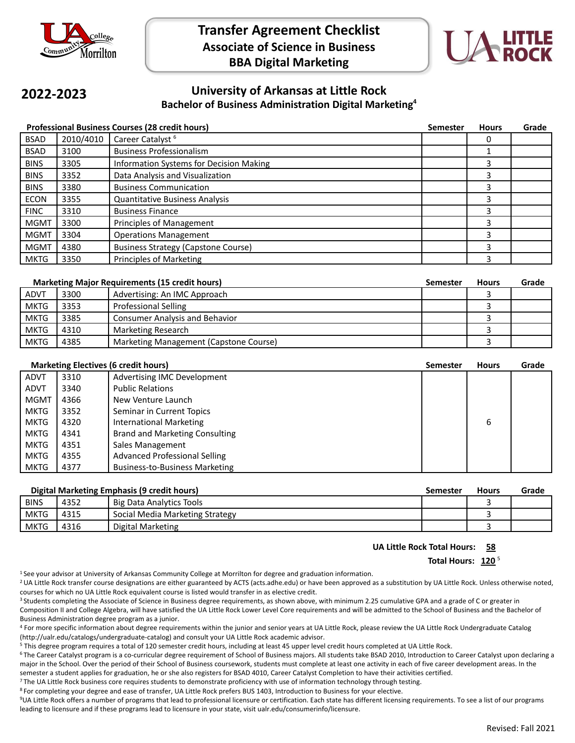# Transfer Agreement Checklist
## Associate of Science in Business
## BBA Digital Marketing

**2022-2023**

## University of Arkansas at Little Rock
### Bachelor of Business Administration Digital Marketing[4]

| Professional Business Courses (28 credit hours) | | | Semester | Hours | Grade |
|---|---|---|---|---|---|
| BSAD | 2010/4010 | Career Catalyst [6] | | 0 | |
| BSAD | 3100 | Business Professionalism | | 1 | |
| BINS | 3305 | Information Systems for Decision Making | | 3 | |
| BINS | 3352 | Data Analysis and Visualization | | 3 | |
| BINS | 3380 | Business Communication | | 3 | |
| ECON | 3355 | Quantitative Business Analysis | | 3 | |
| FINC | 3310 | Business Finance | | 3 | |
| MGMT | 3300 | Principles of Management | | 3 | |
| MGMT | 3304 | Operations Management | | 3 | |
| MGMT | 4380 | Business Strategy (Capstone Course) | | 3 | |
| MKTG | 3350 | Principles of Marketing | | 3 | |

| Marketing Major Requirements (15 credit hours) | | | Semester | Hours | Grade |
|---|---|---|---|---|---|
| ADVT | 3300 | Advertising: An IMC Approach | | 3 | |
| MKTG | 3353 | Professional Selling | | 3 | |
| MKTG | 3385 | Consumer Analysis and Behavior | | 3 | |
| MKTG | 4310 | Marketing Research | | 3 | |
| MKTG | 4385 | Marketing Management (Capstone Course) | | 3 | |

| Marketing Electives (6 credit hours) | | | Semester | Hours | Grade |
|---|---|---|---|---|---|
| ADVT | 3310 | Advertising IMC Development | | | |
| ADVT | 3340 | Public Relations | | | |
| MGMT | 4366 | New Venture Launch | | | |
| MKTG | 3352 | Seminar in Current Topics | | | |
| MKTG | 4320 | International Marketing | | 6 | |
| MKTG | 4341 | Brand and Marketing Consulting | | | |
| MKTG | 4351 | Sales Management | | | |
| MKTG | 4355 | Advanced Professional Selling | | | |
| MKTG | 4377 | Business-to-Business Marketing | | | |

| Digital Marketing Emphasis (9 credit hours) | | | Semester | Hours | Grade |
|---|---|---|---|---|---|
| BINS | 4352 | Big Data Analytics Tools | | 3 | |
| MKTG | 4315 | Social Media Marketing Strategy | | 3 | |
| MKTG | 4316 | Digital Marketing | | 3 | |

**UA Little Rock Total Hours: 58**

**Total Hours: 120** [5]

[1] See your advisor at University of Arkansas Community College at Morrilton for degree and graduation information.

[2] UA Little Rock transfer course designations are either guaranteed by ACTS (acts.adhe.edu) or have been approved as a substitution by UA Little Rock. Unless otherwise noted, courses for which no UA Little Rock equivalent course is listed would transfer in as elective credit.

[3] Students completing the Associate of Science in Business degree requirements, as shown above, with minimum 2.25 cumulative GPA and a grade of C or greater in Composition II and College Algebra, will have satisfied the UA Little Rock Lower Level Core requirements and will be admitted to the School of Business and the Bachelor of Business Administration degree program as a junior.

[4] For more specific information about degree requirements within the junior and senior years at UA Little Rock, please review the UA Little Rock Undergraduate Catalog (http://ualr.edu/catalogs/undergraduate-catalog) and consult your UA Little Rock academic advisor.

[5] This degree program requires a total of 120 semester credit hours, including at least 45 upper level credit hours completed at UA Little Rock.

[6] The Career Catalyst program is a co-curricular degree requirement of School of Business majors. All students take BSAD 2010, Introduction to Career Catalyst upon declaring a major in the School. Over the period of their School of Business coursework, students must complete at least one activity in each of five career development areas. In the semester a student applies for graduation, he or she also registers for BSAD 4010, Career Catalyst Completion to have their activities certified.

[7] The UA Little Rock business core requires students to demonstrate proficiency with use of information technology through testing.

[8] For completing your degree and ease of transfer, UA Little Rock prefers BUS 1403, Introduction to Business for your elective.

[9] UA Little Rock offers a number of programs that lead to professional licensure or certification. Each state has different licensing requirements. To see a list of our programs leading to licensure and if these programs lead to licensure in your state, visit ualr.edu/consumerinfo/licensure.

Revised: Fall 2021